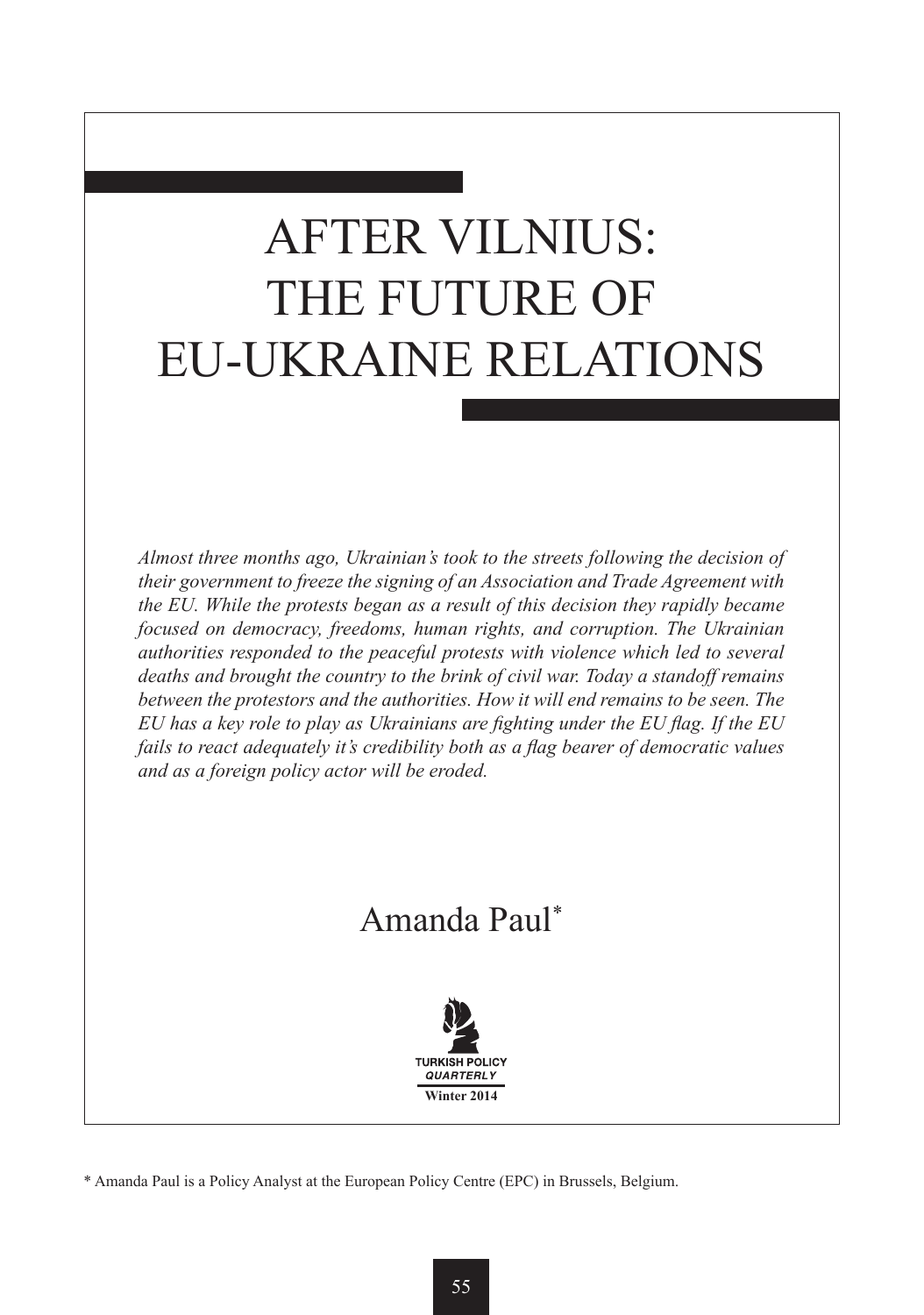# AFTER VILNIUS: THE FUTURE OF EU-UKRAINE RELATIONS

*Almost three months ago, Ukrainian's took to the streets following the decision of their government to freeze the signing of an Association and Trade Agreement with the EU. While the protests began as a result of this decision they rapidly became focused on democracy, freedoms, human rights, and corruption. The Ukrainian authorities responded to the peaceful protests with violence which led to several deaths and brought the country to the brink of civil war. Today a standoff remains between the protestors and the authorities. How it will end remains to be seen. The EU has a key role to play as Ukrainians are fighting under the EU flag. If the EU fails to react adequately it's credibility both as a flag bearer of democratic values and as a foreign policy actor will be eroded.*

Amanda Paul*

TURKISH POLICY QUARTERLY
Winter 2014

\* Amanda Paul is a Policy Analyst at the European Policy Centre (EPC) in Brussels, Belgium.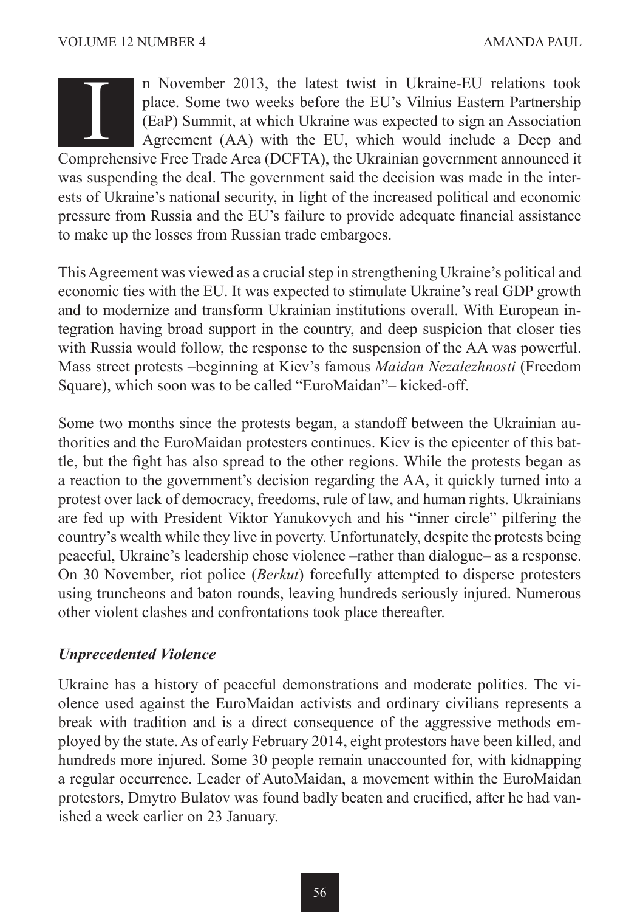In November 2013, the latest twist in Ukraine-EU relations took place. Some two weeks before the EU's Vilnius Eastern Partnership (EaP) Summit, at which Ukraine was expected to sign an Association Agreement (AA) with the EU, which would include a Deep and Comprehensive Free Trade Area (DCFTA), the Ukrainian government announced it was suspending the deal. The government said the decision was made in the interests of Ukraine's national security, in light of the increased political and economic pressure from Russia and the EU's failure to provide adequate financial assistance to make up the losses from Russian trade embargoes.

This Agreement was viewed as a crucial step in strengthening Ukraine's political and economic ties with the EU. It was expected to stimulate Ukraine's real GDP growth and to modernize and transform Ukrainian institutions overall. With European integration having broad support in the country, and deep suspicion that closer ties with Russia would follow, the response to the suspension of the AA was powerful. Mass street protests –beginning at Kiev's famous *Maidan Nezalezhnosti* (Freedom Square), which soon was to be called "EuroMaidan"– kicked-off.

Some two months since the protests began, a standoff between the Ukrainian authorities and the EuroMaidan protesters continues. Kiev is the epicenter of this battle, but the fight has also spread to the other regions. While the protests began as a reaction to the government's decision regarding the AA, it quickly turned into a protest over lack of democracy, freedoms, rule of law, and human rights. Ukrainians are fed up with President Viktor Yanukovych and his "inner circle" pilfering the country's wealth while they live in poverty. Unfortunately, despite the protests being peaceful, Ukraine's leadership chose violence –rather than dialogue– as a response. On 30 November, riot police (*Berkut*) forcefully attempted to disperse protesters using truncheons and baton rounds, leaving hundreds seriously injured. Numerous other violent clashes and confrontations took place thereafter.

### *Unprecedented Violence*

Ukraine has a history of peaceful demonstrations and moderate politics. The violence used against the EuroMaidan activists and ordinary civilians represents a break with tradition and is a direct consequence of the aggressive methods employed by the state. As of early February 2014, eight protestors have been killed, and hundreds more injured. Some 30 people remain unaccounted for, with kidnapping a regular occurrence. Leader of AutoMaidan, a movement within the EuroMaidan protestors, Dmytro Bulatov was found badly beaten and crucified, after he had vanished a week earlier on 23 January.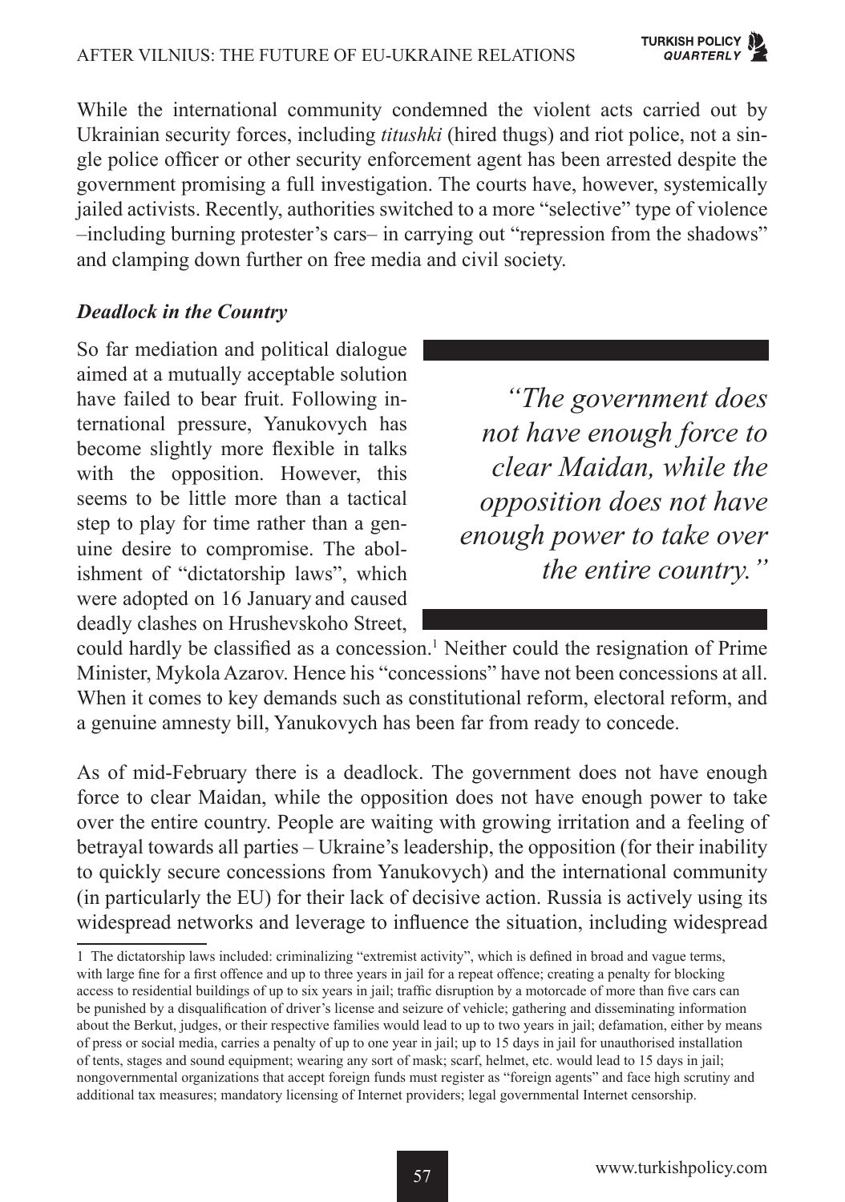While the international community condemned the violent acts carried out by Ukrainian security forces, including *titushki* (hired thugs) and riot police, not a single police officer or other security enforcement agent has been arrested despite the government promising a full investigation. The courts have, however, systemically jailed activists. Recently, authorities switched to a more "selective" type of violence –including burning protester's cars– in carrying out "repression from the shadows" and clamping down further on free media and civil society.

### *Deadlock in the Country*

So far mediation and political dialogue aimed at a mutually acceptable solution have failed to bear fruit. Following international pressure, Yanukovych has become slightly more flexible in talks with the opposition. However, this seems to be little more than a tactical step to play for time rather than a genuine desire to compromise. The abolishment of "dictatorship laws", which were adopted on 16 January and caused deadly clashes on Hrushevskoho Street, could hardly be classified as a concession.[1] Neither could the resignation of Prime Minister, Mykola Azarov. Hence his "concessions" have not been concessions at all. When it comes to key demands such as constitutional reform, electoral reform, and a genuine amnesty bill, Yanukovych has been far from ready to concede.

> *"The government does not have enough force to clear Maidan, while the opposition does not have enough power to take over the entire country."*

As of mid-February there is a deadlock. The government does not have enough force to clear Maidan, while the opposition does not have enough power to take over the entire country. People are waiting with growing irritation and a feeling of betrayal towards all parties – Ukraine's leadership, the opposition (for their inability to quickly secure concessions from Yanukovych) and the international community (in particularly the EU) for their lack of decisive action. Russia is actively using its widespread networks and leverage to influence the situation, including widespread

---

[1] The dictatorship laws included: criminalizing "extremist activity", which is defined in broad and vague terms, with large fine for a first offence and up to three years in jail for a repeat offence; creating a penalty for blocking access to residential buildings of up to six years in jail; traffic disruption by a motorcade of more than five cars can be punished by a disqualification of driver's license and seizure of vehicle; gathering and disseminating information about the Berkut, judges, or their respective families would lead to up to two years in jail; defamation, either by means of press or social media, carries a penalty of up to one year in jail; up to 15 days in jail for unauthorised installation of tents, stages and sound equipment; wearing any sort of mask; scarf, helmet, etc. would lead to 15 days in jail; nongovernmental organizations that accept foreign funds must register as "foreign agents" and face high scrutiny and additional tax measures; mandatory licensing of Internet providers; legal governmental Internet censorship.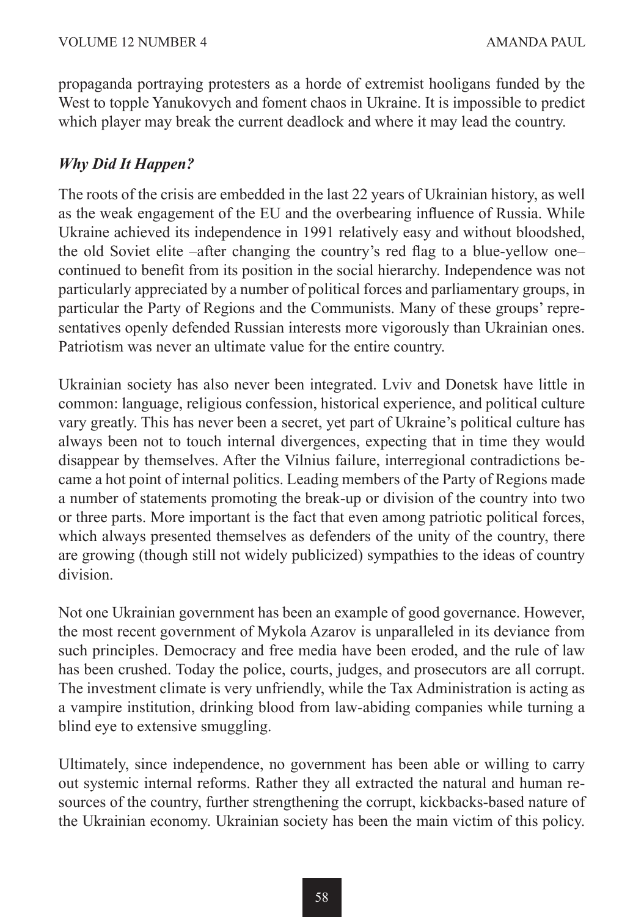propaganda portraying protesters as a horde of extremist hooligans funded by the West to topple Yanukovych and foment chaos in Ukraine. It is impossible to predict which player may break the current deadlock and where it may lead the country.

### *Why Did It Happen?*

The roots of the crisis are embedded in the last 22 years of Ukrainian history, as well as the weak engagement of the EU and the overbearing influence of Russia. While Ukraine achieved its independence in 1991 relatively easy and without bloodshed, the old Soviet elite –after changing the country's red flag to a blue-yellow one– continued to benefit from its position in the social hierarchy. Independence was not particularly appreciated by a number of political forces and parliamentary groups, in particular the Party of Regions and the Communists. Many of these groups' representatives openly defended Russian interests more vigorously than Ukrainian ones. Patriotism was never an ultimate value for the entire country.

Ukrainian society has also never been integrated. Lviv and Donetsk have little in common: language, religious confession, historical experience, and political culture vary greatly. This has never been a secret, yet part of Ukraine's political culture has always been not to touch internal divergences, expecting that in time they would disappear by themselves. After the Vilnius failure, interregional contradictions became a hot point of internal politics. Leading members of the Party of Regions made a number of statements promoting the break-up or division of the country into two or three parts. More important is the fact that even among patriotic political forces, which always presented themselves as defenders of the unity of the country, there are growing (though still not widely publicized) sympathies to the ideas of country division.

Not one Ukrainian government has been an example of good governance. However, the most recent government of Mykola Azarov is unparalleled in its deviance from such principles. Democracy and free media have been eroded, and the rule of law has been crushed. Today the police, courts, judges, and prosecutors are all corrupt. The investment climate is very unfriendly, while the Tax Administration is acting as a vampire institution, drinking blood from law-abiding companies while turning a blind eye to extensive smuggling.

Ultimately, since independence, no government has been able or willing to carry out systemic internal reforms. Rather they all extracted the natural and human resources of the country, further strengthening the corrupt, kickbacks-based nature of the Ukrainian economy. Ukrainian society has been the main victim of this policy.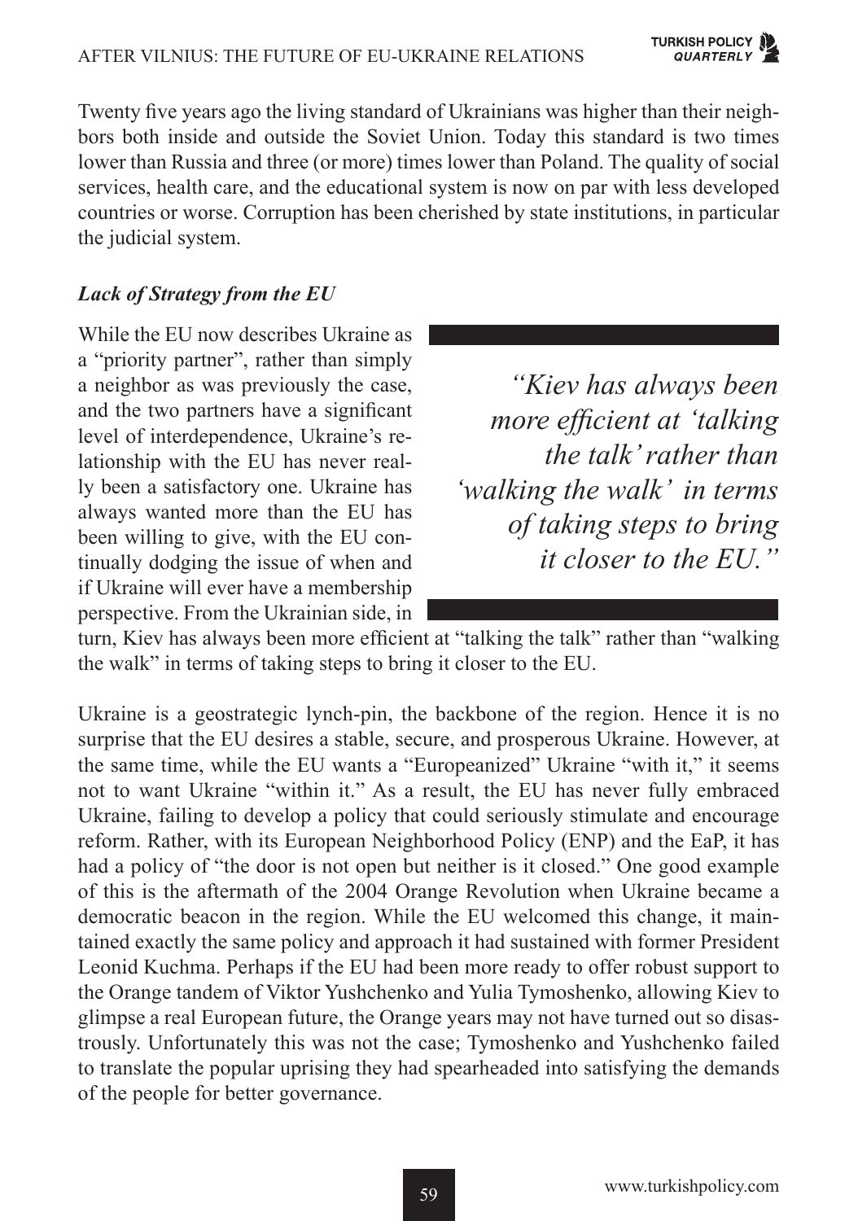Twenty five years ago the living standard of Ukrainians was higher than their neighbors both inside and outside the Soviet Union. Today this standard is two times lower than Russia and three (or more) times lower than Poland. The quality of social services, health care, and the educational system is now on par with less developed countries or worse. Corruption has been cherished by state institutions, in particular the judicial system.

### *Lack of Strategy from the EU*

While the EU now describes Ukraine as a "priority partner", rather than simply a neighbor as was previously the case, and the two partners have a significant level of interdependence, Ukraine's relationship with the EU has never really been a satisfactory one. Ukraine has always wanted more than the EU has been willing to give, with the EU continually dodging the issue of when and if Ukraine will ever have a membership perspective. From the Ukrainian side, in turn, Kiev has always been more efficient at "talking the talk" rather than "walking the walk" in terms of taking steps to bring it closer to the EU.

> *"Kiev has always been more efficient at 'talking the talk' rather than 'walking the walk' in terms of taking steps to bring it closer to the EU."*

Ukraine is a geostrategic lynch-pin, the backbone of the region. Hence it is no surprise that the EU desires a stable, secure, and prosperous Ukraine. However, at the same time, while the EU wants a "Europeanized" Ukraine "with it," it seems not to want Ukraine "within it." As a result, the EU has never fully embraced Ukraine, failing to develop a policy that could seriously stimulate and encourage reform. Rather, with its European Neighborhood Policy (ENP) and the EaP, it has had a policy of "the door is not open but neither is it closed." One good example of this is the aftermath of the 2004 Orange Revolution when Ukraine became a democratic beacon in the region. While the EU welcomed this change, it maintained exactly the same policy and approach it had sustained with former President Leonid Kuchma. Perhaps if the EU had been more ready to offer robust support to the Orange tandem of Viktor Yushchenko and Yulia Tymoshenko, allowing Kiev to glimpse a real European future, the Orange years may not have turned out so disastrously. Unfortunately this was not the case; Tymoshenko and Yushchenko failed to translate the popular uprising they had spearheaded into satisfying the demands of the people for better governance.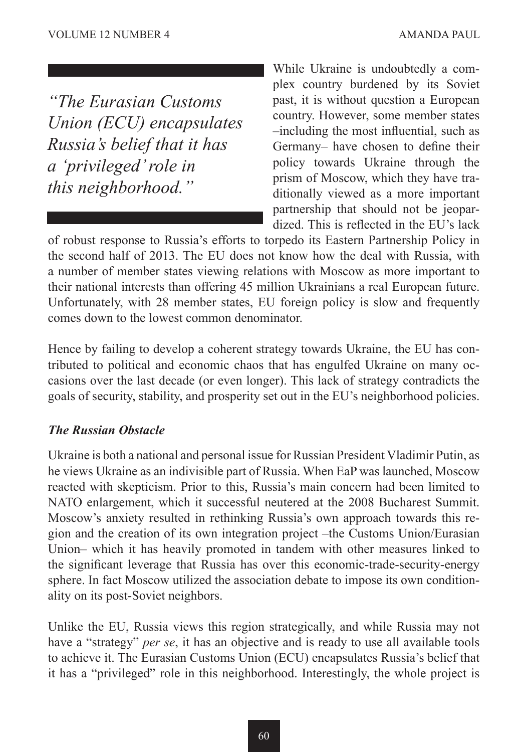> *"The Eurasian Customs Union (ECU) encapsulates Russia's belief that it has a 'privileged' role in this neighborhood."*

While Ukraine is undoubtedly a complex country burdened by its Soviet past, it is without question a European country. However, some member states –including the most influential, such as Germany– have chosen to define their policy towards Ukraine through the prism of Moscow, which they have traditionally viewed as a more important partnership that should not be jeopardized. This is reflected in the EU's lack of robust response to Russia's efforts to torpedo its Eastern Partnership Policy in the second half of 2013. The EU does not know how the deal with Russia, with a number of member states viewing relations with Moscow as more important to their national interests than offering 45 million Ukrainians a real European future. Unfortunately, with 28 member states, EU foreign policy is slow and frequently comes down to the lowest common denominator.

Hence by failing to develop a coherent strategy towards Ukraine, the EU has contributed to political and economic chaos that has engulfed Ukraine on many occasions over the last decade (or even longer). This lack of strategy contradicts the goals of security, stability, and prosperity set out in the EU's neighborhood policies.

### *The Russian Obstacle*

Ukraine is both a national and personal issue for Russian President Vladimir Putin, as he views Ukraine as an indivisible part of Russia. When EaP was launched, Moscow reacted with skepticism. Prior to this, Russia's main concern had been limited to NATO enlargement, which it successful neutered at the 2008 Bucharest Summit. Moscow's anxiety resulted in rethinking Russia's own approach towards this region and the creation of its own integration project –the Customs Union/Eurasian Union– which it has heavily promoted in tandem with other measures linked to the significant leverage that Russia has over this economic-trade-security-energy sphere. In fact Moscow utilized the association debate to impose its own conditionality on its post-Soviet neighbors.

Unlike the EU, Russia views this region strategically, and while Russia may not have a "strategy" *per se*, it has an objective and is ready to use all available tools to achieve it. The Eurasian Customs Union (ECU) encapsulates Russia's belief that it has a "privileged" role in this neighborhood. Interestingly, the whole project is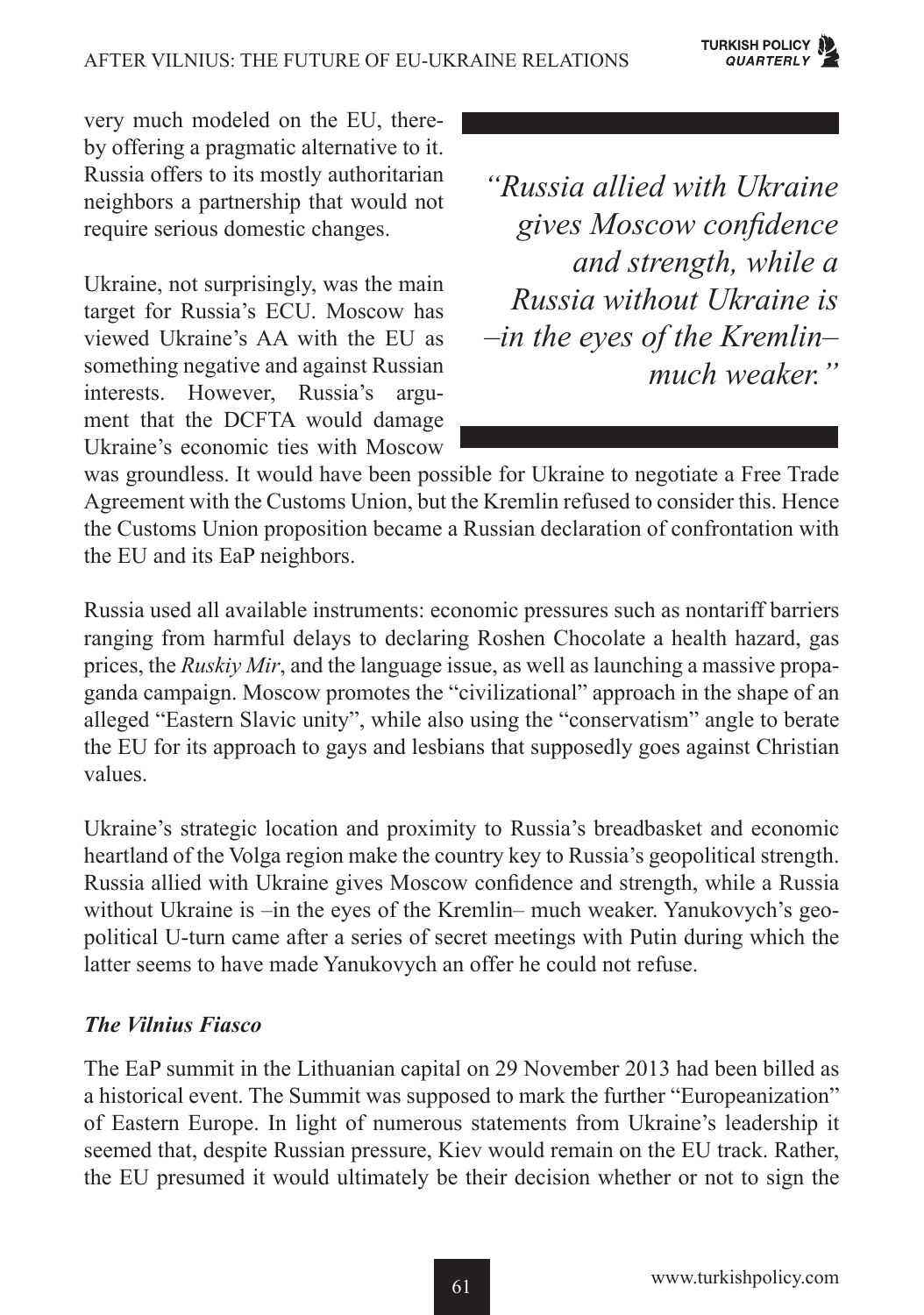very much modeled on the EU, thereby offering a pragmatic alternative to it. Russia offers to its mostly authoritarian neighbors a partnership that would not require serious domestic changes.

> *"Russia allied with Ukraine gives Moscow confidence and strength, while a Russia without Ukraine is –in the eyes of the Kremlin– much weaker."*

Ukraine, not surprisingly, was the main target for Russia's ECU. Moscow has viewed Ukraine's AA with the EU as something negative and against Russian interests. However, Russia's argument that the DCFTA would damage Ukraine's economic ties with Moscow was groundless. It would have been possible for Ukraine to negotiate a Free Trade Agreement with the Customs Union, but the Kremlin refused to consider this. Hence the Customs Union proposition became a Russian declaration of confrontation with the EU and its EaP neighbors.

Russia used all available instruments: economic pressures such as nontariff barriers ranging from harmful delays to declaring Roshen Chocolate a health hazard, gas prices, the *Ruskiy Mir*, and the language issue, as well as launching a massive propaganda campaign. Moscow promotes the "civilizational" approach in the shape of an alleged "Eastern Slavic unity", while also using the "conservatism" angle to berate the EU for its approach to gays and lesbians that supposedly goes against Christian values.

Ukraine's strategic location and proximity to Russia's breadbasket and economic heartland of the Volga region make the country key to Russia's geopolitical strength. Russia allied with Ukraine gives Moscow confidence and strength, while a Russia without Ukraine is –in the eyes of the Kremlin– much weaker. Yanukovych's geopolitical U-turn came after a series of secret meetings with Putin during which the latter seems to have made Yanukovych an offer he could not refuse.

### *The Vilnius Fiasco*

The EaP summit in the Lithuanian capital on 29 November 2013 had been billed as a historical event. The Summit was supposed to mark the further "Europeanization" of Eastern Europe. In light of numerous statements from Ukraine's leadership it seemed that, despite Russian pressure, Kiev would remain on the EU track. Rather, the EU presumed it would ultimately be their decision whether or not to sign the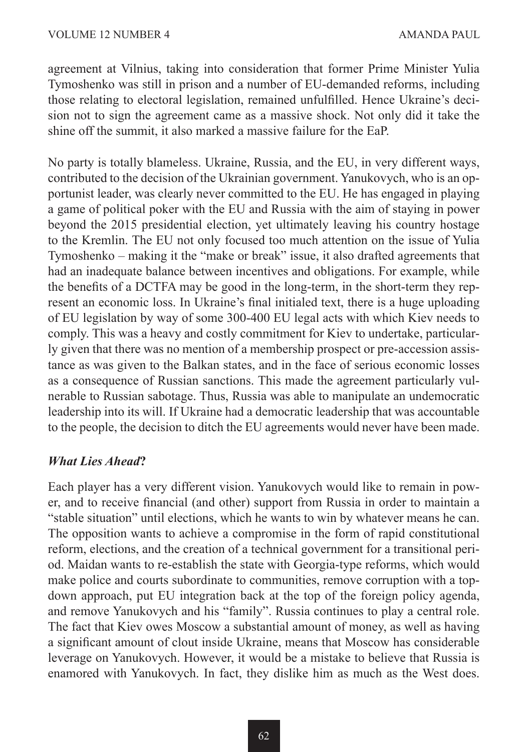agreement at Vilnius, taking into consideration that former Prime Minister Yulia Tymoshenko was still in prison and a number of EU-demanded reforms, including those relating to electoral legislation, remained unfulfilled. Hence Ukraine's decision not to sign the agreement came as a massive shock. Not only did it take the shine off the summit, it also marked a massive failure for the EaP.

No party is totally blameless. Ukraine, Russia, and the EU, in very different ways, contributed to the decision of the Ukrainian government. Yanukovych, who is an opportunist leader, was clearly never committed to the EU. He has engaged in playing a game of political poker with the EU and Russia with the aim of staying in power beyond the 2015 presidential election, yet ultimately leaving his country hostage to the Kremlin. The EU not only focused too much attention on the issue of Yulia Tymoshenko – making it the "make or break" issue, it also drafted agreements that had an inadequate balance between incentives and obligations. For example, while the benefits of a DCTFA may be good in the long-term, in the short-term they represent an economic loss. In Ukraine's final initialed text, there is a huge uploading of EU legislation by way of some 300-400 EU legal acts with which Kiev needs to comply. This was a heavy and costly commitment for Kiev to undertake, particularly given that there was no mention of a membership prospect or pre-accession assistance as was given to the Balkan states, and in the face of serious economic losses as a consequence of Russian sanctions. This made the agreement particularly vulnerable to Russian sabotage. Thus, Russia was able to manipulate an undemocratic leadership into its will. If Ukraine had a democratic leadership that was accountable to the people, the decision to ditch the EU agreements would never have been made.

### *What Lies Ahead?*

Each player has a very different vision. Yanukovych would like to remain in power, and to receive financial (and other) support from Russia in order to maintain a "stable situation" until elections, which he wants to win by whatever means he can. The opposition wants to achieve a compromise in the form of rapid constitutional reform, elections, and the creation of a technical government for a transitional period. Maidan wants to re-establish the state with Georgia-type reforms, which would make police and courts subordinate to communities, remove corruption with a top-down approach, put EU integration back at the top of the foreign policy agenda, and remove Yanukovych and his "family". Russia continues to play a central role. The fact that Kiev owes Moscow a substantial amount of money, as well as having a significant amount of clout inside Ukraine, means that Moscow has considerable leverage on Yanukovych. However, it would be a mistake to believe that Russia is enamored with Yanukovych. In fact, they dislike him as much as the West does.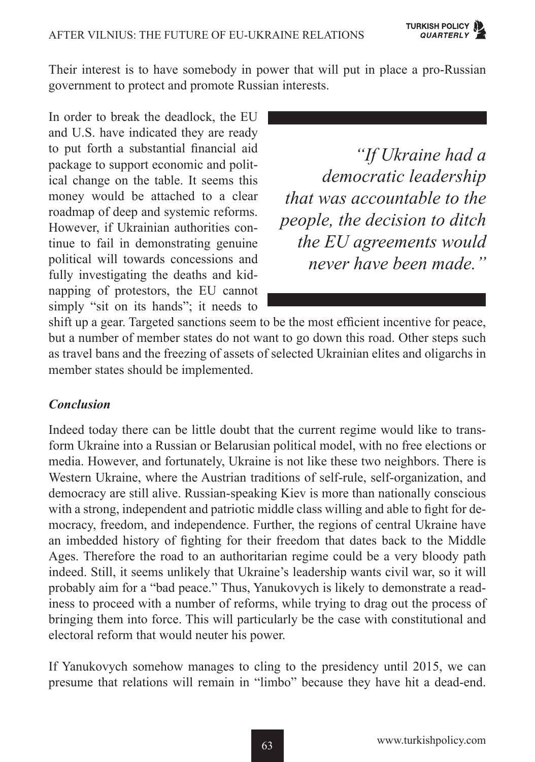Their interest is to have somebody in power that will put in place a pro-Russian government to protect and promote Russian interests.

In order to break the deadlock, the EU and U.S. have indicated they are ready to put forth a substantial financial aid package to support economic and political change on the table. It seems this money would be attached to a clear roadmap of deep and systemic reforms. However, if Ukrainian authorities continue to fail in demonstrating genuine political will towards concessions and fully investigating the deaths and kidnapping of protestors, the EU cannot simply "sit on its hands"; it needs to shift up a gear. Targeted sanctions seem to be the most efficient incentive for peace, but a number of member states do not want to go down this road. Other steps such as travel bans and the freezing of assets of selected Ukrainian elites and oligarchs in member states should be implemented.

> *"If Ukraine had a democratic leadership that was accountable to the people, the decision to ditch the EU agreements would never have been made."*

### *Conclusion*

Indeed today there can be little doubt that the current regime would like to transform Ukraine into a Russian or Belarusian political model, with no free elections or media. However, and fortunately, Ukraine is not like these two neighbors. There is Western Ukraine, where the Austrian traditions of self-rule, self-organization, and democracy are still alive. Russian-speaking Kiev is more than nationally conscious with a strong, independent and patriotic middle class willing and able to fight for democracy, freedom, and independence. Further, the regions of central Ukraine have an imbedded history of fighting for their freedom that dates back to the Middle Ages. Therefore the road to an authoritarian regime could be a very bloody path indeed. Still, it seems unlikely that Ukraine's leadership wants civil war, so it will probably aim for a "bad peace." Thus, Yanukovych is likely to demonstrate a readiness to proceed with a number of reforms, while trying to drag out the process of bringing them into force. This will particularly be the case with constitutional and electoral reform that would neuter his power.

If Yanukovych somehow manages to cling to the presidency until 2015, we can presume that relations will remain in "limbo" because they have hit a dead-end.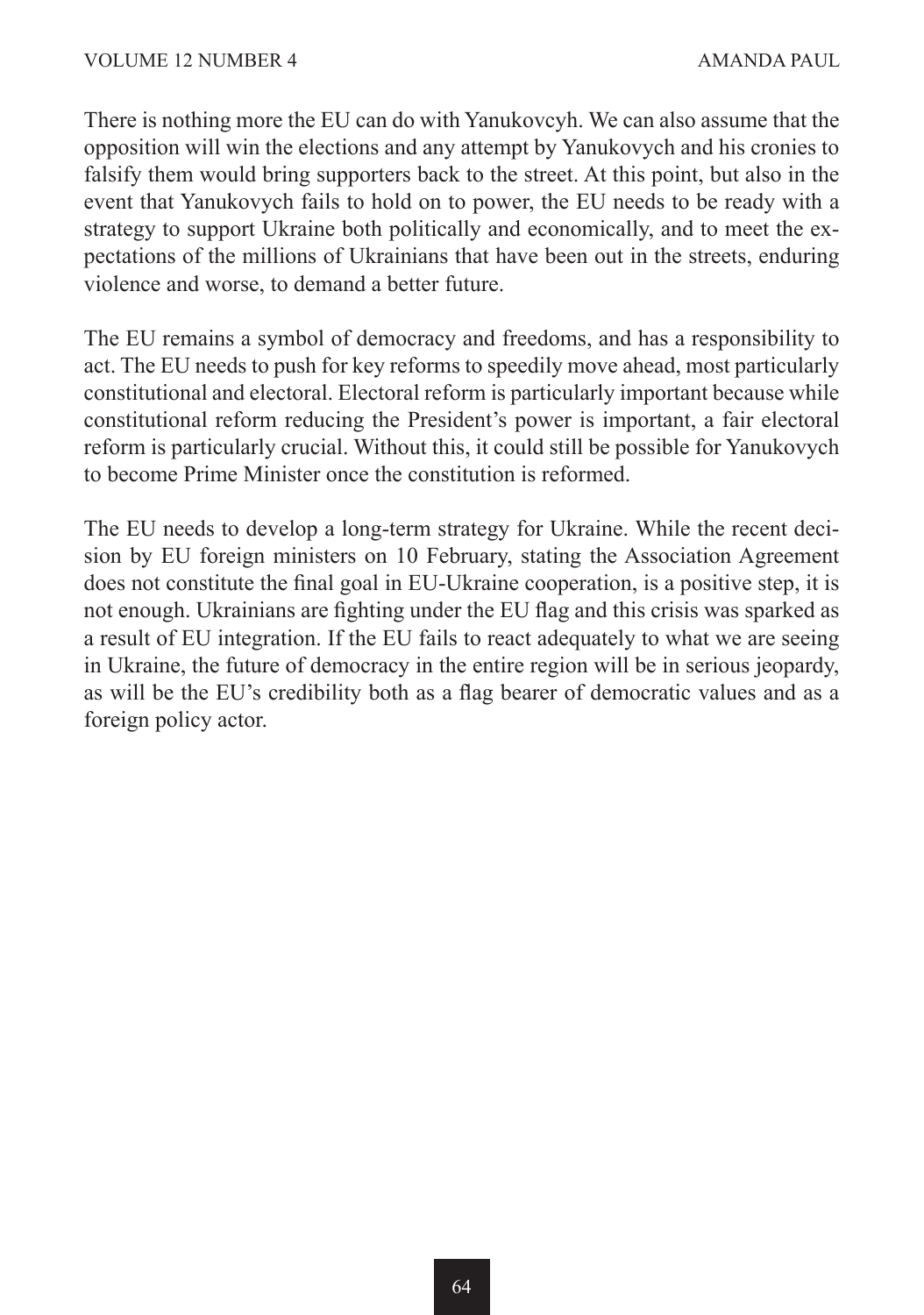There is nothing more the EU can do with Yanukovcyh. We can also assume that the opposition will win the elections and any attempt by Yanukovych and his cronies to falsify them would bring supporters back to the street. At this point, but also in the event that Yanukovych fails to hold on to power, the EU needs to be ready with a strategy to support Ukraine both politically and economically, and to meet the expectations of the millions of Ukrainians that have been out in the streets, enduring violence and worse, to demand a better future.

The EU remains a symbol of democracy and freedoms, and has a responsibility to act. The EU needs to push for key reforms to speedily move ahead, most particularly constitutional and electoral. Electoral reform is particularly important because while constitutional reform reducing the President's power is important, a fair electoral reform is particularly crucial. Without this, it could still be possible for Yanukovych to become Prime Minister once the constitution is reformed.

The EU needs to develop a long-term strategy for Ukraine. While the recent decision by EU foreign ministers on 10 February, stating the Association Agreement does not constitute the final goal in EU-Ukraine cooperation, is a positive step, it is not enough. Ukrainians are fighting under the EU flag and this crisis was sparked as a result of EU integration. If the EU fails to react adequately to what we are seeing in Ukraine, the future of democracy in the entire region will be in serious jeopardy, as will be the EU's credibility both as a flag bearer of democratic values and as a foreign policy actor.